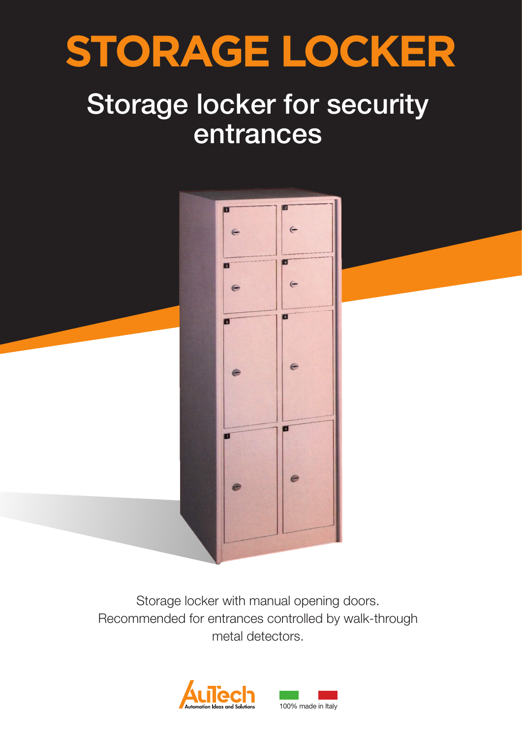# STORAGE LOCKER

## Storage locker for security entrances

Storage locker with manual opening doors.
Recommended for entrances controlled by walk-through metal detectors.

AuTech
Automation Ideas and Solutions

100% made in Italy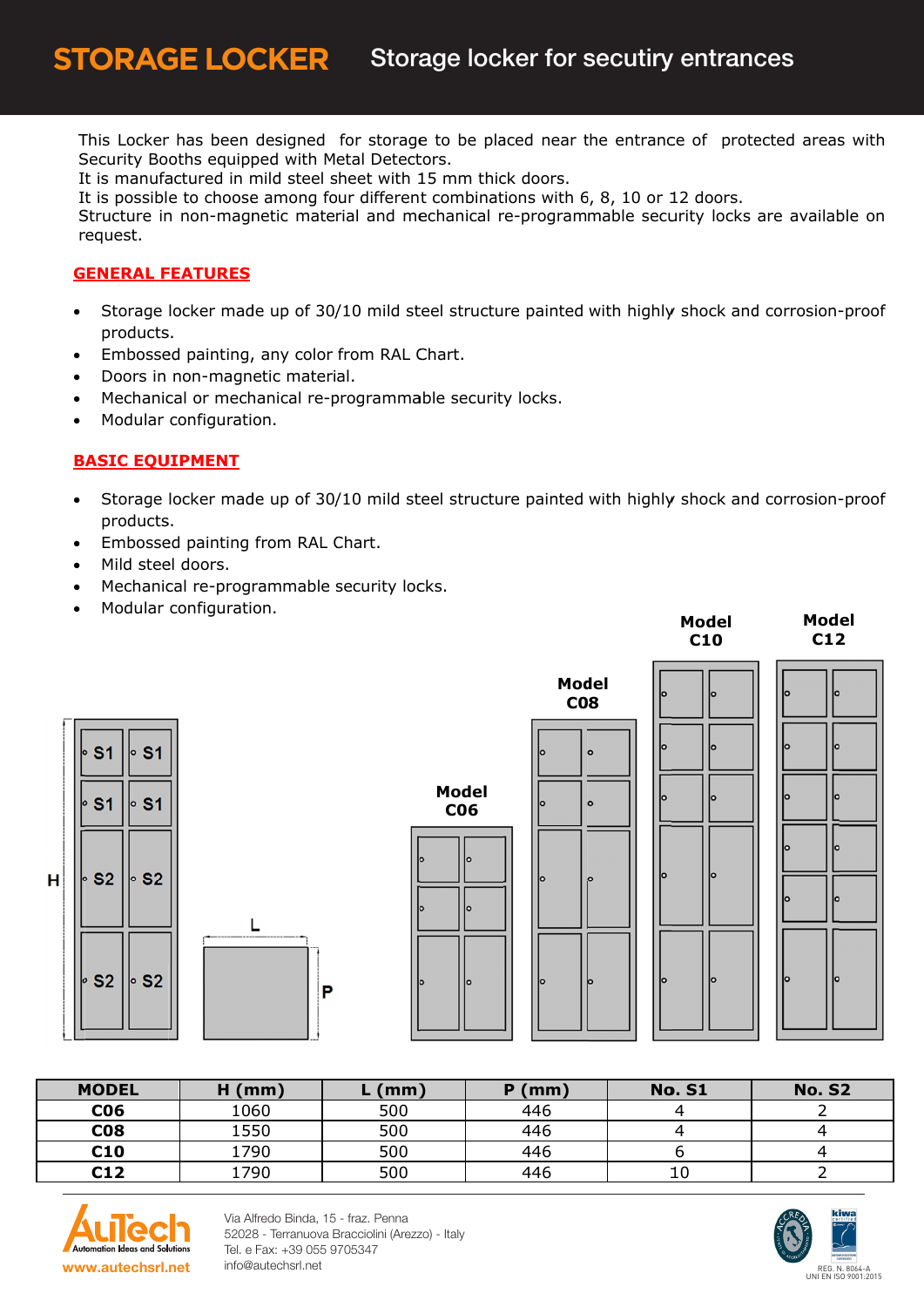# STORAGE LOCKER

## Storage locker for secutiry entrances

This Locker has been designed for storage to be placed near the entrance of protected areas with Security Booths equipped with Metal Detectors.
It is manufactured in mild steel sheet with 15 mm thick doors.
It is possible to choose among four different combinations with 6, 8, 10 or 12 doors.
Structure in non-magnetic material and mechanical re-programmable security locks are available on request.

### GENERAL FEATURES

- Storage locker made up of 30/10 mild steel structure painted with highly shock and corrosion-proof products.
- Embossed painting, any color from RAL Chart.
- Doors in non-magnetic material.
- Mechanical or mechanical re-programmable security locks.
- Modular configuration.

### BASIC EQUIPMENT

- Storage locker made up of 30/10 mild steel structure painted with highly shock and corrosion-proof products.
- Embossed painting from RAL Chart.
- Mild steel doors.
- Mechanical re-programmable security locks.
- Modular configuration.

H

S1 S1
S1 S1
S2 S2
S2 S2

L

P

Model C06

Model C08

Model C10

Model C12

| MODEL | H (mm) | L (mm) | P (mm) | No. S1 | No. S2 |
|---|---|---|---|---|---|
| **C06** | 1060 | 500 | 446 | 4 | 2 |
| **C08** | 1550 | 500 | 446 | 4 | 4 |
| **C10** | 1790 | 500 | 446 | 6 | 4 |
| **C12** | 1790 | 500 | 446 | 10 | 2 |

AuTech Automation Ideas and Solutions
www.autechsrl.net

Via Alfredo Binda, 15 - fraz. Penna
52028 - Terranuova Bracciolini (Arezzo) - Italy
Tel. e Fax: +39 055 9705347
info@autechsrl.net

REG. N. 8064-A
UNI EN ISO 9001:2015